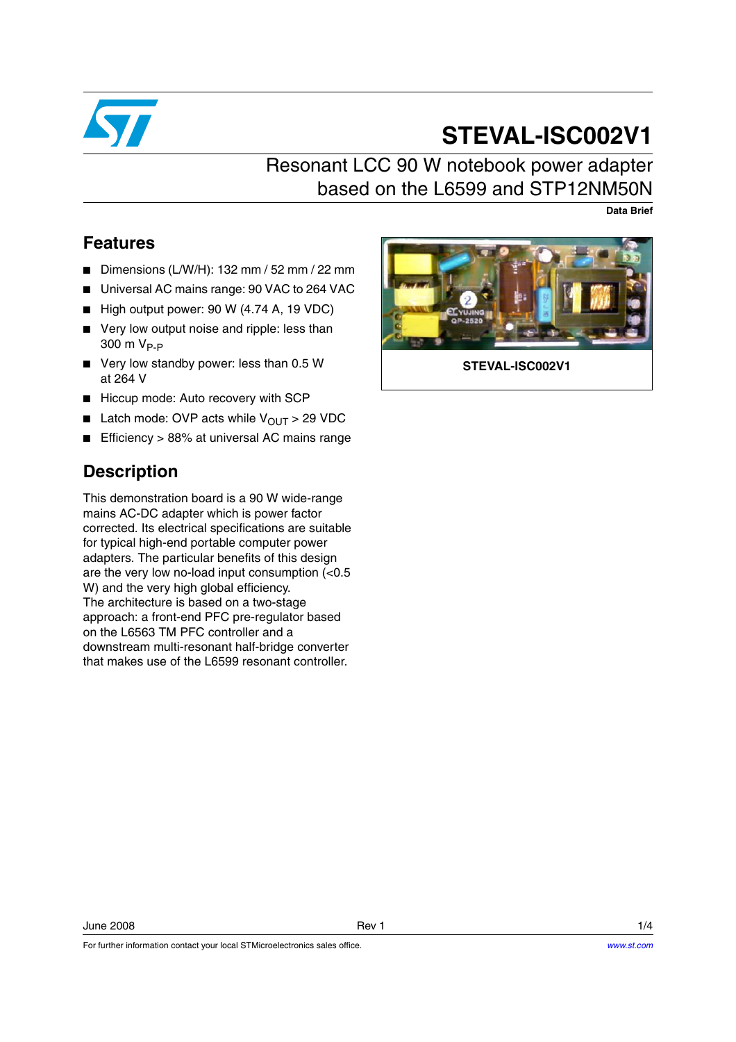# STEVAL-ISC002V1

## Resonant LCC 90 W notebook power adapter based on the L6599 and STP12NM50N

**Data Brief**

## Features

- Dimensions (L/W/H): 132 mm / 52 mm / 22 mm
- Universal AC mains range: 90 VAC to 264 VAC
- High output power: 90 W (4.74 A, 19 VDC)
- Very low output noise and ripple: less than 300 m $V_{P-P}$
- Very low standby power: less than 0.5 W at 264 V
- Hiccup mode: Auto recovery with SCP
- Latch mode: OVP acts while $V_{OUT}$ > 29 VDC
- Efficiency > 88% at universal AC mains range

**STEVAL-ISC002V1**

## Description

This demonstration board is a 90 W wide-range mains AC-DC adapter which is power factor corrected. Its electrical specifications are suitable for typical high-end portable computer power adapters. The particular benefits of this design are the very low no-load input consumption (<0.5 W) and the very high global efficiency.

The architecture is based on a two-stage approach: a front-end PFC pre-regulator based on the L6563 TM PFC controller and a downstream multi-resonant half-bridge converter that makes use of the L6599 resonant controller.

June 2008 Rev 1

For further information contact your local STMicroelectronics sales office. www.st.com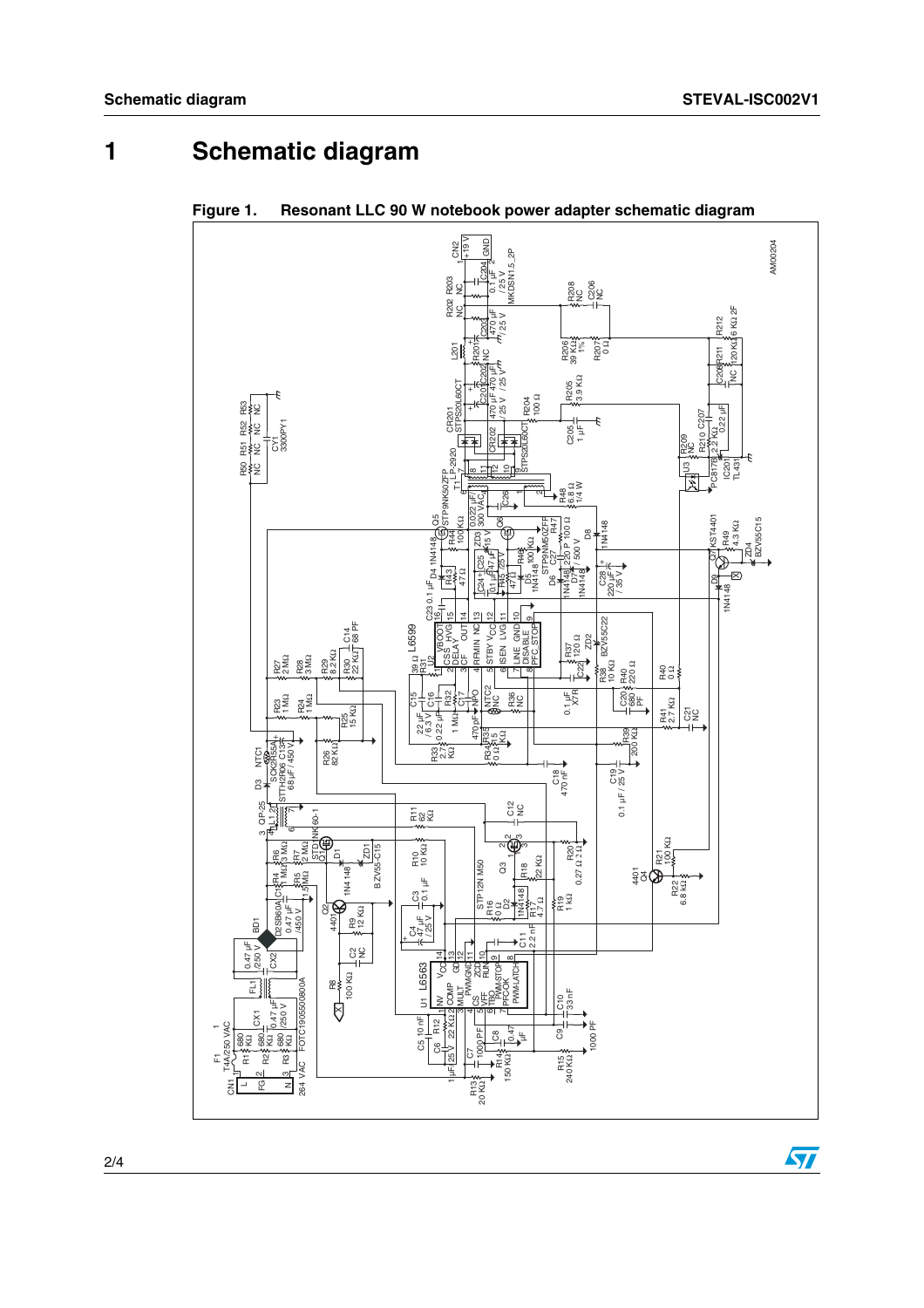# 1 Schematic diagram

Figure 1. Resonant LLC 90 W notebook power adapter schematic diagram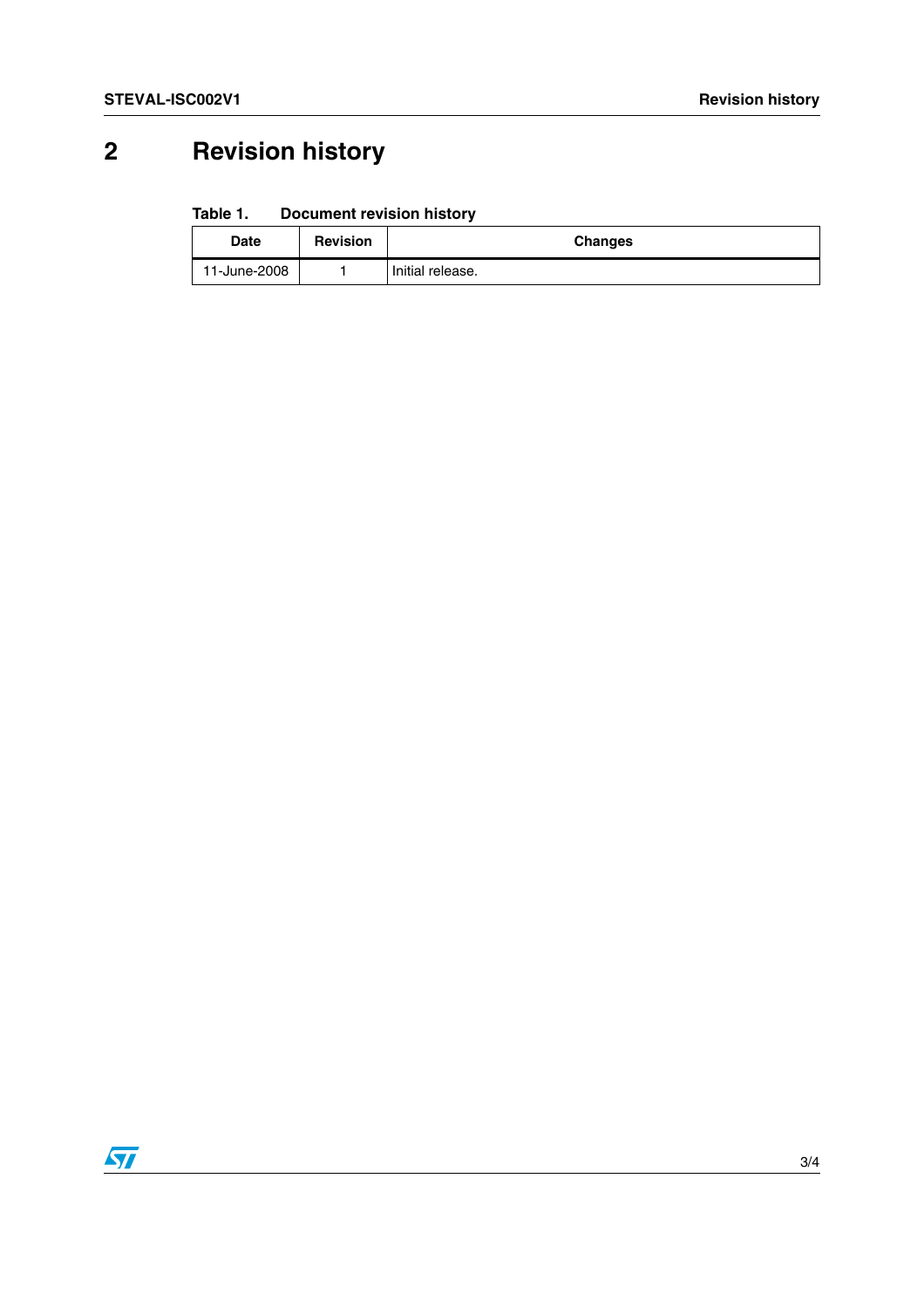# 2 Revision history

Table 1. Document revision history

| Date | Revision | Changes |
| --- | --- | --- |
| 11-June-2008 | 1 | Initial release. |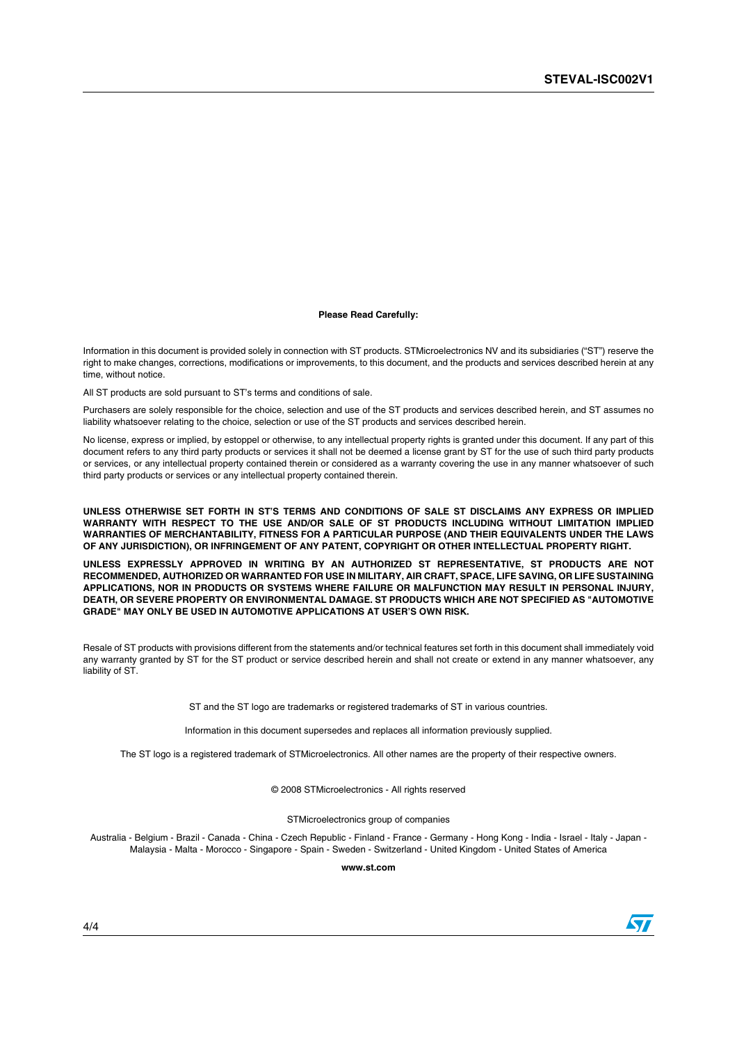**Please Read Carefully:**

Information in this document is provided solely in connection with ST products. STMicroelectronics NV and its subsidiaries ("ST") reserve the right to make changes, corrections, modifications or improvements, to this document, and the products and services described herein at any time, without notice.

All ST products are sold pursuant to ST's terms and conditions of sale.

Purchasers are solely responsible for the choice, selection and use of the ST products and services described herein, and ST assumes no liability whatsoever relating to the choice, selection or use of the ST products and services described herein.

No license, express or implied, by estoppel or otherwise, to any intellectual property rights is granted under this document. If any part of this document refers to any third party products or services it shall not be deemed a license grant by ST for the use of such third party products or services, or any intellectual property contained therein or considered as a warranty covering the use in any manner whatsoever of such third party products or services or any intellectual property contained therein.

**UNLESS OTHERWISE SET FORTH IN ST'S TERMS AND CONDITIONS OF SALE ST DISCLAIMS ANY EXPRESS OR IMPLIED WARRANTY WITH RESPECT TO THE USE AND/OR SALE OF ST PRODUCTS INCLUDING WITHOUT LIMITATION IMPLIED WARRANTIES OF MERCHANTABILITY, FITNESS FOR A PARTICULAR PURPOSE (AND THEIR EQUIVALENTS UNDER THE LAWS OF ANY JURISDICTION), OR INFRINGEMENT OF ANY PATENT, COPYRIGHT OR OTHER INTELLECTUAL PROPERTY RIGHT.**

**UNLESS EXPRESSLY APPROVED IN WRITING BY AN AUTHORIZED ST REPRESENTATIVE, ST PRODUCTS ARE NOT RECOMMENDED, AUTHORIZED OR WARRANTED FOR USE IN MILITARY, AIR CRAFT, SPACE, LIFE SAVING, OR LIFE SUSTAINING APPLICATIONS, NOR IN PRODUCTS OR SYSTEMS WHERE FAILURE OR MALFUNCTION MAY RESULT IN PERSONAL INJURY, DEATH, OR SEVERE PROPERTY OR ENVIRONMENTAL DAMAGE. ST PRODUCTS WHICH ARE NOT SPECIFIED AS "AUTOMOTIVE GRADE" MAY ONLY BE USED IN AUTOMOTIVE APPLICATIONS AT USER'S OWN RISK.**

Resale of ST products with provisions different from the statements and/or technical features set forth in this document shall immediately void any warranty granted by ST for the ST product or service described herein and shall not create or extend in any manner whatsoever, any liability of ST.

ST and the ST logo are trademarks or registered trademarks of ST in various countries.

Information in this document supersedes and replaces all information previously supplied.

The ST logo is a registered trademark of STMicroelectronics. All other names are the property of their respective owners.

© 2008 STMicroelectronics - All rights reserved

STMicroelectronics group of companies

Australia - Belgium - Brazil - Canada - China - Czech Republic - Finland - France - Germany - Hong Kong - India - Israel - Italy - Japan - Malaysia - Malta - Morocco - Singapore - Spain - Sweden - Switzerland - United Kingdom - United States of America

**www.st.com**